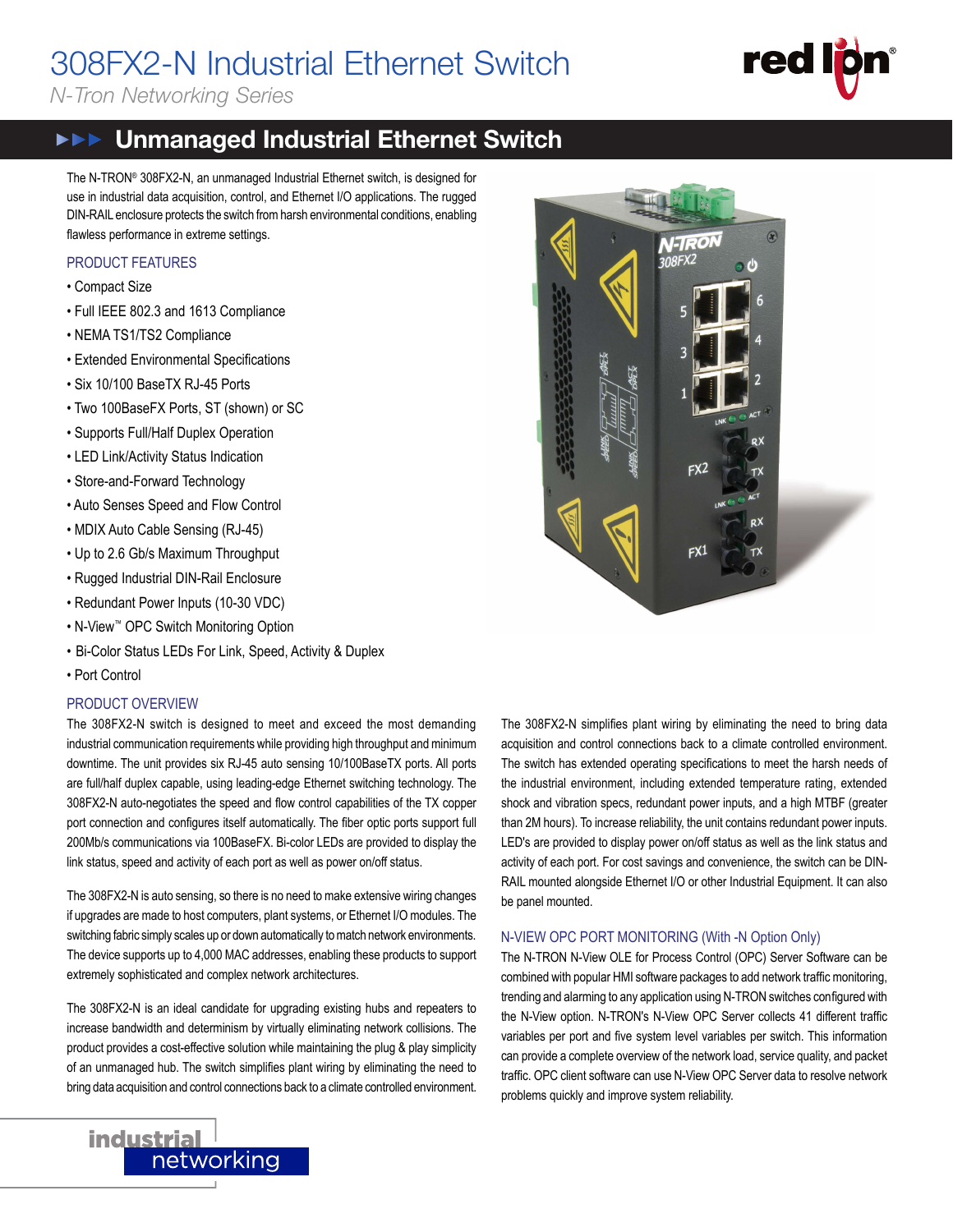# 308FX2-N Industrial Ethernet Switch

*N-Tron Networking Series*

## Unmanaged Industrial Ethernet Switch

The N-TRON® 308FX2-N, an unmanaged Industrial Ethernet switch, is designed for use in industrial data acquisition, control, and Ethernet I/O applications. The rugged DIN-RAIL enclosure protects the switch from harsh environmental conditions, enabling flawless performance in extreme settings.

### PRODUCT FEATURES

- Compact Size
- Full IEEE 802.3 and 1613 Compliance
- NEMA TS1/TS2 Compliance
- Extended Environmental Specifications
- Six 10/100 BaseTX RJ-45 Ports
- Two 100BaseFX Ports, ST (shown) or SC
- Supports Full/Half Duplex Operation
- LED Link/Activity Status Indication
- Store-and-Forward Technology
- Auto Senses Speed and Flow Control
- MDIX Auto Cable Sensing (RJ-45)
- Up to 2.6 Gb/s Maximum Throughput
- Rugged Industrial DIN-Rail Enclosure
- Redundant Power Inputs (10-30 VDC)
- N-View™ OPC Switch Monitoring Option
- Bi-Color Status LEDs For Link, Speed, Activity & Duplex
- Port Control

### PRODUCT OVERVIEW

The 308FX2-N switch is designed to meet and exceed the most demanding industrial communication requirements while providing high throughput and minimum downtime. The unit provides six RJ-45 auto sensing 10/100BaseTX ports. All ports are full/half duplex capable, using leading-edge Ethernet switching technology. The 308FX2-N auto-negotiates the speed and flow control capabilities of the TX copper port connection and configures itself automatically. The fiber optic ports support full 200Mb/s communications via 100BaseFX. Bi-color LEDs are provided to display the link status, speed and activity of each port as well as power on/off status.

The 308FX2-N is auto sensing, so there is no need to make extensive wiring changes if upgrades are made to host computers, plant systems, or Ethernet I/O modules. The switching fabric simply scales up or down automatically to match network environments. The device supports up to 4,000 MAC addresses, enabling these products to support extremely sophisticated and complex network architectures.

The 308FX2-N is an ideal candidate for upgrading existing hubs and repeaters to increase bandwidth and determinism by virtually eliminating network collisions. The product provides a cost-effective solution while maintaining the plug & play simplicity of an unmanaged hub. The switch simplifies plant wiring by eliminating the need to bring data acquisition and control connections back to a climate controlled environment.

The 308FX2-N simplifies plant wiring by eliminating the need to bring data acquisition and control connections back to a climate controlled environment. The switch has extended operating specifications to meet the harsh needs of the industrial environment, including extended temperature rating, extended shock and vibration specs, redundant power inputs, and a high MTBF (greater than 2M hours). To increase reliability, the unit contains redundant power inputs. LED's are provided to display power on/off status as well as the link status and activity of each port. For cost savings and convenience, the switch can be DIN-RAIL mounted alongside Ethernet I/O or other Industrial Equipment. It can also be panel mounted.

### N-VIEW OPC PORT MONITORING (With -N Option Only)

The N-TRON N-View OLE for Process Control (OPC) Server Software can be combined with popular HMI software packages to add network traffic monitoring, trending and alarming to any application using N-TRON switches configured with the N-View option. N-TRON's N-View OPC Server collects 41 different traffic variables per port and five system level variables per switch. This information can provide a complete overview of the network load, service quality, and packet traffic. OPC client software can use N-View OPC Server data to resolve network problems quickly and improve system reliability.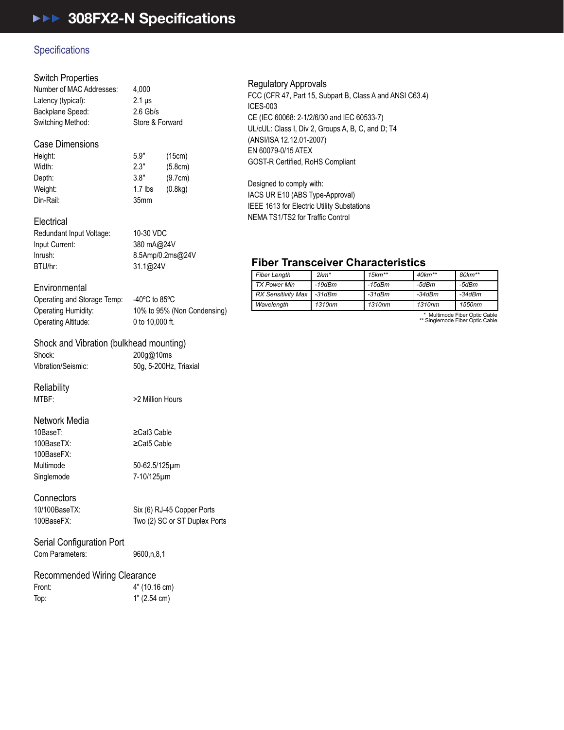# 308FX2-N Specifications

## Specifications

### Switch Properties

| | |
|---|---|
| Number of MAC Addresses: | 4,000 |
| Latency (typical): | 2.1 µs |
| Backplane Speed: | 2.6 Gb/s |
| Switching Method: | Store & Forward |

### Case Dimensions

| | | |
|---|---|---|
| Height: | 5.9" | (15cm) |
| Width: | 2.3" | (5.8cm) |
| Depth: | 3.8" | (9.7cm) |
| Weight: | 1.7 lbs | (0.8kg) |
| Din-Rail: | 35mm | |

### Electrical

| | |
|---|---|
| Redundant Input Voltage: | 10-30 VDC |
| Input Current: | 380 mA@24V |
| Inrush: | 8.5Amp/0.2ms@24V |
| BTU/hr: | 31.1@24V |

### Environmental

| | |
|---|---|
| Operating and Storage Temp: | -40ºC to 85ºC |
| Operating Humidity: | 10% to 95% (Non Condensing) |
| Operating Altitude: | 0 to 10,000 ft. |

### Shock and Vibration (bulkhead mounting)

| | |
|---|---|
| Shock: | 200g@10ms |
| Vibration/Seismic: | 50g, 5-200Hz, Triaxial |

### Reliability

| | |
|---|---|
| MTBF: | >2 Million Hours |

### Network Media

| | |
|---|---|
| 10BaseT: | ≥Cat3 Cable |
| 100BaseTX: | ≥Cat5 Cable |
| 100BaseFX: | |
| Multimode | 50-62.5/125µm |
| Singlemode | 7-10/125µm |

### Connectors

| | |
|---|---|
| 10/100BaseTX: | Six (6) RJ-45 Copper Ports |
| 100BaseFX: | Two (2) SC or ST Duplex Ports |

### Serial Configuration Port

| | |
|---|---|
| Com Parameters: | 9600,n,8,1 |

### Recommended Wiring Clearance

| | |
|---|---|
| Front: | 4" (10.16 cm) |
| Top: | 1" (2.54 cm) |

### Regulatory Approvals

FCC (CFR 47, Part 15, Subpart B, Class A and ANSI C63.4)
ICES-003
CE (IEC 60068: 2-1/2/6/30 and IEC 60533-7)
UL/cUL: Class I, Div 2, Groups A, B, C, and D; T4
(ANSI/ISA 12.12.01-2007)
EN 60079-0/15 ATEX
GOST-R Certified, RoHS Compliant

Designed to comply with:
IACS UR E10 (ABS Type-Approval)
IEEE 1613 for Electric Utility Substations
NEMA TS1/TS2 for Traffic Control

## Fiber Transceiver Characteristics

| Fiber Length | 2km* | 15km** | 40km** | 80km** |
|---|---|---|---|---|
| TX Power Min | -19dBm | -15dBm | -5dBm | -5dBm |
| RX Sensitivity Max | -31dBm | -31dBm | -34dBm | -34dBm |
| Wavelength | 1310nm | 1310nm | 1310nm | 1550nm |

* Multimode Fiber Optic Cable
** Singlemode Fiber Optic Cable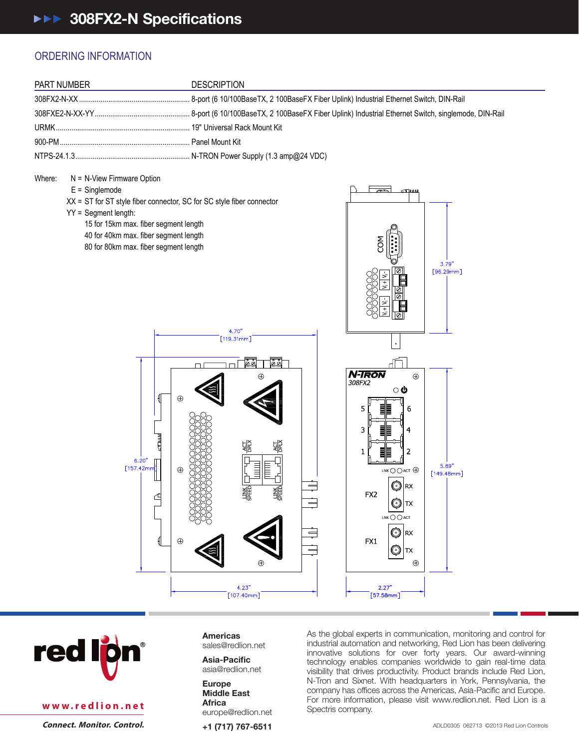# 308FX2-N Specifications

## ORDERING INFORMATION

| PART NUMBER | DESCRIPTION |
|---|---|
| 308FX2-N-XX | 8-port (6 10/100BaseTX, 2 100BaseFX Fiber Uplink) Industrial Ethernet Switch, DIN-Rail |
| 308FXE2-N-XX-YY | 8-port (6 10/100BaseTX, 2 100BaseFX Fiber Uplink) Industrial Ethernet Switch, singlemode, DIN-Rail |
| URMK | 19" Universal Rack Mount Kit |
| 900-PM | Panel Mount Kit |
| NTPS-24.1.3 | N-TRON Power Supply (1.3 amp@24 VDC) |

Where:
- N = N-View Firmware Option
- E = Singlemode
- XX = ST for ST style fiber connector, SC for SC style fiber connector
- YY = Segment length:
  - 15 for 15km max. fiber segment length
  - 40 for 40km max. fiber segment length
  - 80 for 80km max. fiber segment length

COM
V₁+ V₁-
V₂+ V₂-
3.79" [96.29mm]
4.70" [119.31mm]
6.20" [157.42mm]
ACT DPLX
LINK SPEED
4.23" [107.40mm]
N-TRON 308FX2
5 6 3 4 1 2
LNK ACT
FX2 RX TX
FX1 RX TX
5.89" [149.48mm]
2.27" [57.58mm]

---

red lion
www.redlion.net
Connect. Monitor. Control.

**Americas**
sales@redlion.net

**Asia-Pacific**
asia@redlion.net

**Europe**
**Middle East**
**Africa**
europe@redlion.net

**+1 (717) 767-6511**

As the global experts in communication, monitoring and control for industrial automation and networking, Red Lion has been delivering innovative solutions for over forty years. Our award-winning technology enables companies worldwide to gain real-time data visibility that drives productivity. Product brands include Red Lion, N-Tron and Sixnet. With headquarters in York, Pennsylvania, the company has offices across the Americas, Asia-Pacific and Europe. For more information, please visit www.redlion.net. Red Lion is a Spectris company.

ADLD0305 062713 ©2013 Red Lion Controls